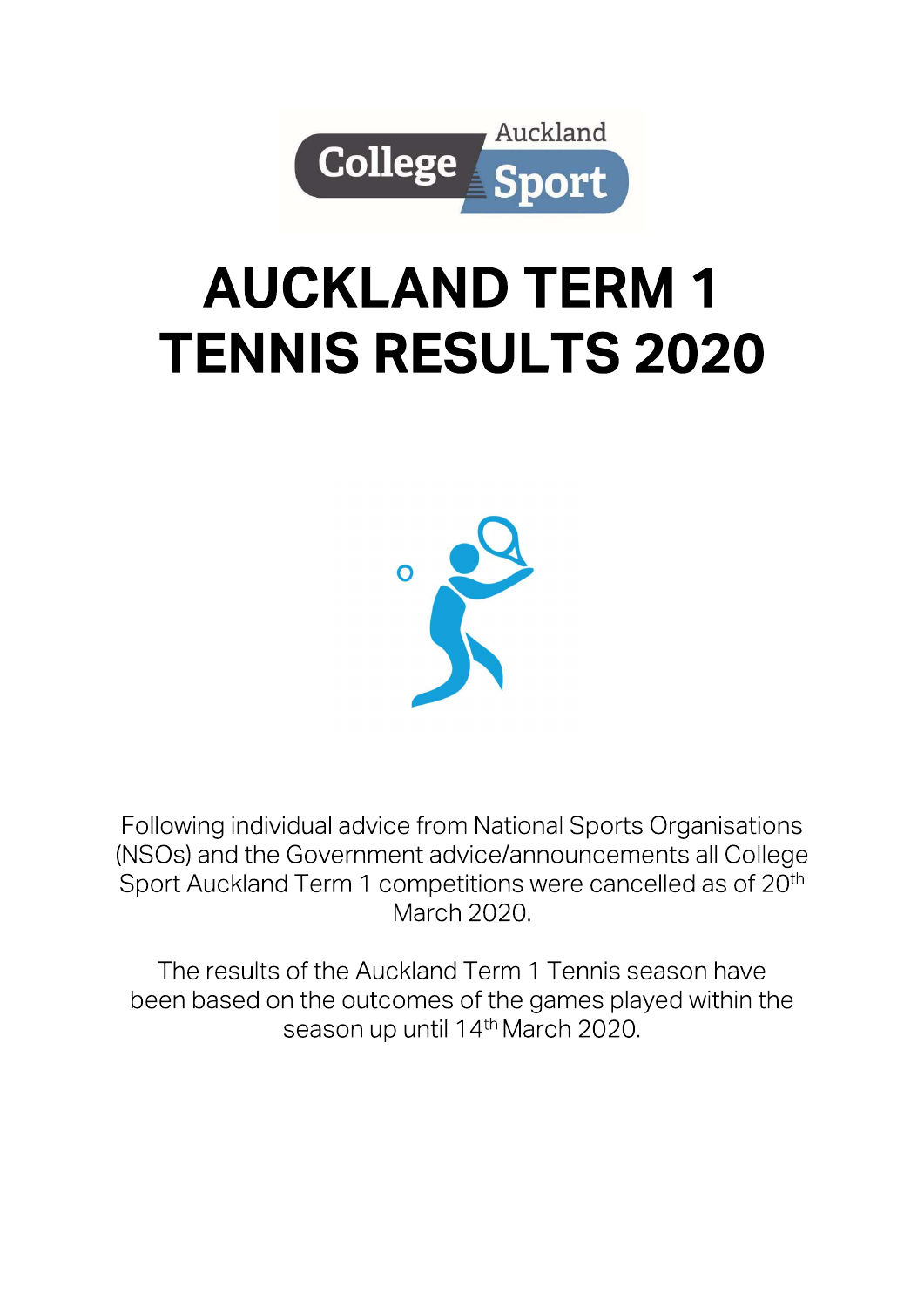# AUCKLAND TERM 1 TENNIS RESULTS 2020

Following individual advice from National Sports Organisations (NSOs) and the Government advice/announcements all College Sport Auckland Term 1 competitions were cancelled as of 20th March 2020.

The results of the Auckland Term 1 Tennis season have been based on the outcomes of the games played within the season up until 14th March 2020.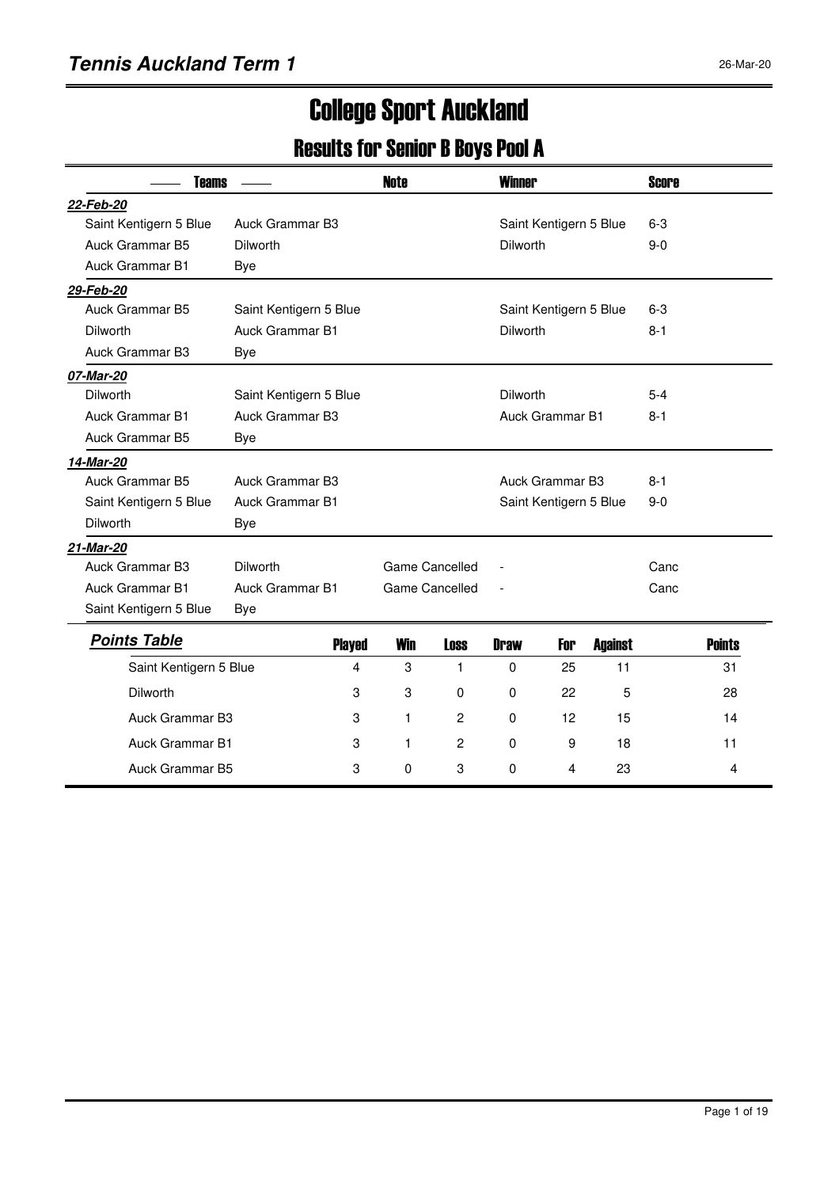# Tennis Auckland Term 1

26-Mar-20

# College Sport Auckland

## Results for Senior B Boys Pool A

| Teams | | Note | Winner | Score |
|---|---|---|---|---|
| ***22-Feb-20*** | | | | |
| Saint Kentigern 5 Blue | Auck Grammar B3 | | Saint Kentigern 5 Blue | 6-3 |
| Auck Grammar B5 | Dilworth | | Dilworth | 9-0 |
| Auck Grammar B1 | Bye | | | |
| ***29-Feb-20*** | | | | |
| Auck Grammar B5 | Saint Kentigern 5 Blue | | Saint Kentigern 5 Blue | 6-3 |
| Dilworth | Auck Grammar B1 | | Dilworth | 8-1 |
| Auck Grammar B3 | Bye | | | |
| ***07-Mar-20*** | | | | |
| Dilworth | Saint Kentigern 5 Blue | | Dilworth | 5-4 |
| Auck Grammar B1 | Auck Grammar B3 | | Auck Grammar B1 | 8-1 |
| Auck Grammar B5 | Bye | | | |
| ***14-Mar-20*** | | | | |
| Auck Grammar B5 | Auck Grammar B3 | | Auck Grammar B3 | 8-1 |
| Saint Kentigern 5 Blue | Auck Grammar B1 | | Saint Kentigern 5 Blue | 9-0 |
| Dilworth | Bye | | | |
| ***21-Mar-20*** | | | | |
| Auck Grammar B3 | Dilworth | Game Cancelled | - | Canc |
| Auck Grammar B1 | Auck Grammar B1 | Game Cancelled | - | Canc |
| Saint Kentigern 5 Blue | Bye | | | |

### Points Table

| | Played | Win | Loss | Draw | For | Against | Points |
|---|---|---|---|---|---|---|---|
| Saint Kentigern 5 Blue | 4 | 3 | 1 | 0 | 25 | 11 | 31 |
| Dilworth | 3 | 3 | 0 | 0 | 22 | 5 | 28 |
| Auck Grammar B3 | 3 | 1 | 2 | 0 | 12 | 15 | 14 |
| Auck Grammar B1 | 3 | 1 | 2 | 0 | 9 | 18 | 11 |
| Auck Grammar B5 | 3 | 0 | 3 | 0 | 4 | 23 | 4 |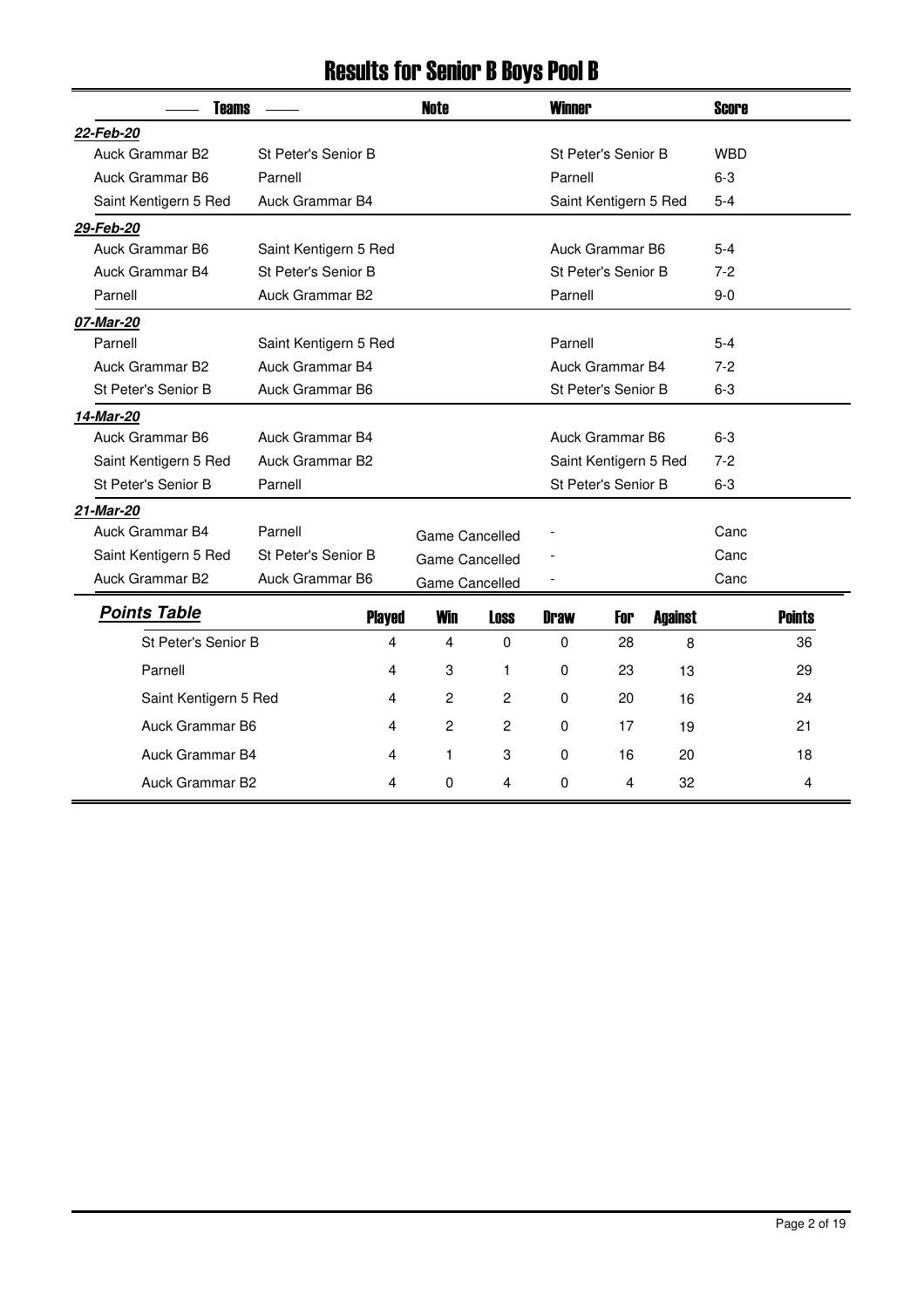# Results for Senior B Boys Pool B

| Teams | | Note | Winner | Score |
|---|---|---|---|---|
| ***22-Feb-20*** | | | | |
| Auck Grammar B2 | St Peter's Senior B | | St Peter's Senior B | WBD |
| Auck Grammar B6 | Parnell | | Parnell | 6-3 |
| Saint Kentigern 5 Red | Auck Grammar B4 | | Saint Kentigern 5 Red | 5-4 |
| ***29-Feb-20*** | | | | |
| Auck Grammar B6 | Saint Kentigern 5 Red | | Auck Grammar B6 | 5-4 |
| Auck Grammar B4 | St Peter's Senior B | | St Peter's Senior B | 7-2 |
| Parnell | Auck Grammar B2 | | Parnell | 9-0 |
| ***07-Mar-20*** | | | | |
| Parnell | Saint Kentigern 5 Red | | Parnell | 5-4 |
| Auck Grammar B2 | Auck Grammar B4 | | Auck Grammar B4 | 7-2 |
| St Peter's Senior B | Auck Grammar B6 | | St Peter's Senior B | 6-3 |
| ***14-Mar-20*** | | | | |
| Auck Grammar B6 | Auck Grammar B4 | | Auck Grammar B6 | 6-3 |
| Saint Kentigern 5 Red | Auck Grammar B2 | | Saint Kentigern 5 Red | 7-2 |
| St Peter's Senior B | Parnell | | St Peter's Senior B | 6-3 |
| ***21-Mar-20*** | | | | |
| Auck Grammar B4 | Parnell | Game Cancelled | - | Canc |
| Saint Kentigern 5 Red | St Peter's Senior B | Game Cancelled | - | Canc |
| Auck Grammar B2 | Auck Grammar B6 | Game Cancelled | - | Canc |

## Points Table

| | Played | Win | Loss | Draw | For | Against | Points |
|---|---|---|---|---|---|---|---|
| St Peter's Senior B | 4 | 4 | 0 | 0 | 28 | 8 | 36 |
| Parnell | 4 | 3 | 1 | 0 | 23 | 13 | 29 |
| Saint Kentigern 5 Red | 4 | 2 | 2 | 0 | 20 | 16 | 24 |
| Auck Grammar B6 | 4 | 2 | 2 | 0 | 17 | 19 | 21 |
| Auck Grammar B4 | 4 | 1 | 3 | 0 | 16 | 20 | 18 |
| Auck Grammar B2 | 4 | 0 | 4 | 0 | 4 | 32 | 4 |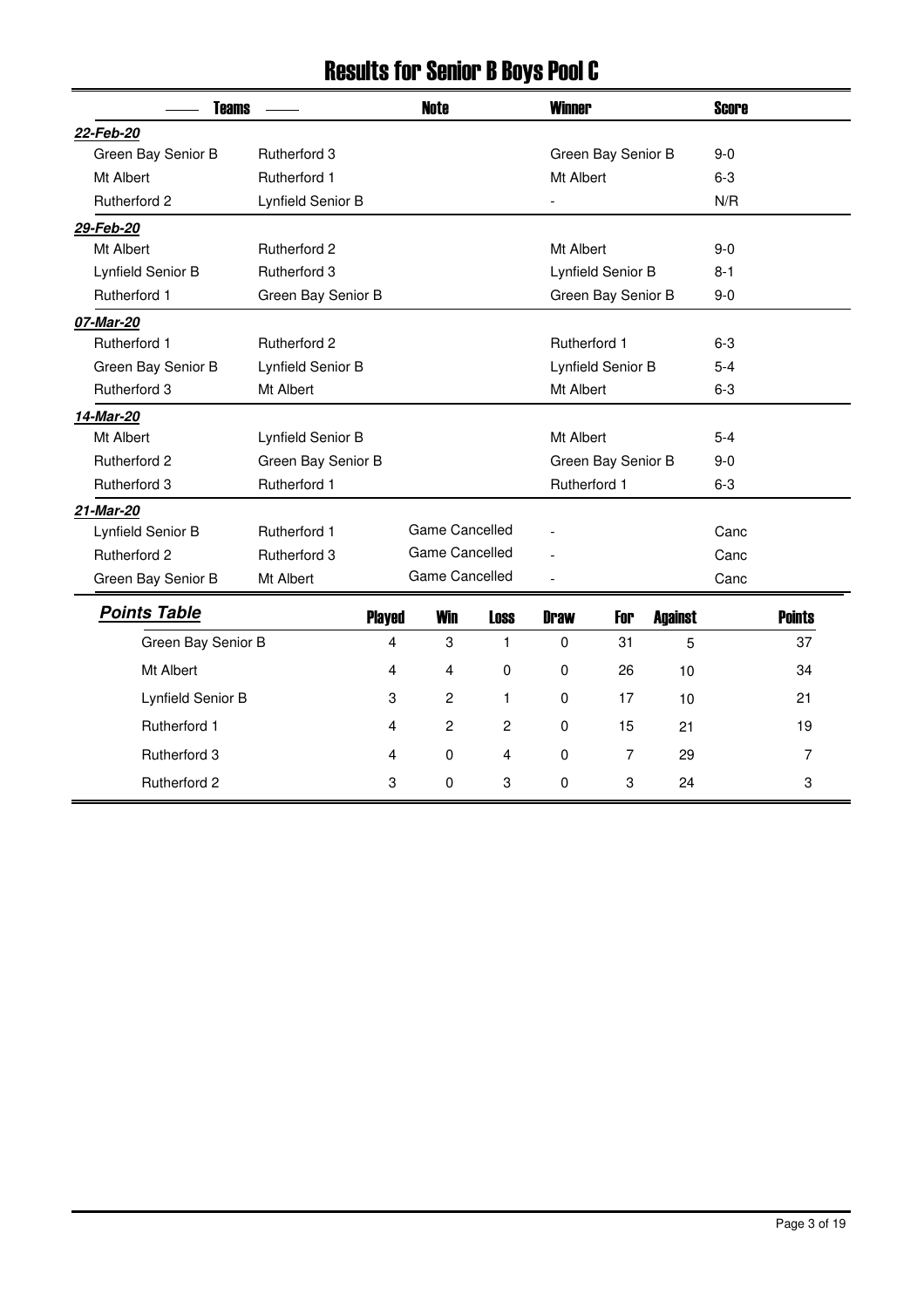# Results for Senior B Boys Pool C

| Teams | | Note | Winner | Score |
|---|---|---|---|---|
| ***22-Feb-20*** | | | | |
| Green Bay Senior B | Rutherford 3 | | Green Bay Senior B | 9-0 |
| Mt Albert | Rutherford 1 | | Mt Albert | 6-3 |
| Rutherford 2 | Lynfield Senior B | | - | N/R |
| ***29-Feb-20*** | | | | |
| Mt Albert | Rutherford 2 | | Mt Albert | 9-0 |
| Lynfield Senior B | Rutherford 3 | | Lynfield Senior B | 8-1 |
| Rutherford 1 | Green Bay Senior B | | Green Bay Senior B | 9-0 |
| ***07-Mar-20*** | | | | |
| Rutherford 1 | Rutherford 2 | | Rutherford 1 | 6-3 |
| Green Bay Senior B | Lynfield Senior B | | Lynfield Senior B | 5-4 |
| Rutherford 3 | Mt Albert | | Mt Albert | 6-3 |
| ***14-Mar-20*** | | | | |
| Mt Albert | Lynfield Senior B | | Mt Albert | 5-4 |
| Rutherford 2 | Green Bay Senior B | | Green Bay Senior B | 9-0 |
| Rutherford 3 | Rutherford 1 | | Rutherford 1 | 6-3 |
| ***21-Mar-20*** | | | | |
| Lynfield Senior B | Rutherford 1 | Game Cancelled | - | Canc |
| Rutherford 2 | Rutherford 3 | Game Cancelled | - | Canc |
| Green Bay Senior B | Mt Albert | Game Cancelled | - | Canc |

## *Points Table*

| Team | Played | Win | Loss | Draw | For | Against | Points |
|---|---|---|---|---|---|---|---|
| Green Bay Senior B | 4 | 3 | 1 | 0 | 31 | 5 | 37 |
| Mt Albert | 4 | 4 | 0 | 0 | 26 | 10 | 34 |
| Lynfield Senior B | 3 | 2 | 1 | 0 | 17 | 10 | 21 |
| Rutherford 1 | 4 | 2 | 2 | 0 | 15 | 21 | 19 |
| Rutherford 3 | 4 | 0 | 4 | 0 | 7 | 29 | 7 |
| Rutherford 2 | 3 | 0 | 3 | 0 | 3 | 24 | 3 |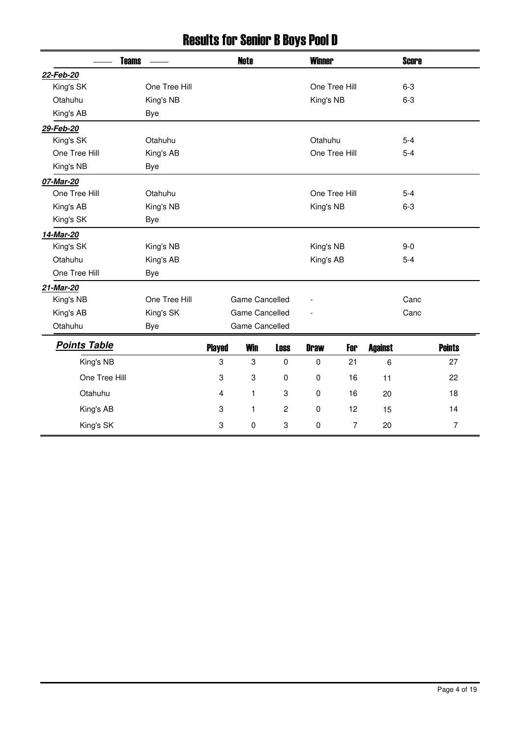# Results for Senior B Boys Pool D

| Teams | | Note | Winner | Score |
|---|---|---|---|---|
| ***22-Feb-20*** | | | | |
| King's SK | One Tree Hill | | One Tree Hill | 6-3 |
| Otahuhu | King's NB | | King's NB | 6-3 |
| King's AB | Bye | | | |
| ***29-Feb-20*** | | | | |
| King's SK | Otahuhu | | Otahuhu | 5-4 |
| One Tree Hill | King's AB | | One Tree Hill | 5-4 |
| King's NB | Bye | | | |
| ***07-Mar-20*** | | | | |
| One Tree Hill | Otahuhu | | One Tree Hill | 5-4 |
| King's AB | King's NB | | King's NB | 6-3 |
| King's SK | Bye | | | |
| ***14-Mar-20*** | | | | |
| King's SK | King's NB | | King's NB | 9-0 |
| Otahuhu | King's AB | | King's AB | 5-4 |
| One Tree Hill | Bye | | | |
| ***21-Mar-20*** | | | | |
| King's NB | One Tree Hill | Game Cancelled | - | Canc |
| King's AB | King's SK | Game Cancelled | - | Canc |
| Otahuhu | Bye | Game Cancelled | | |

## Points Table

| Team | Played | Win | Loss | Draw | For | Against | Points |
|---|---|---|---|---|---|---|---|
| King's NB | 3 | 3 | 0 | 0 | 21 | 6 | 27 |
| One Tree Hill | 3 | 3 | 0 | 0 | 16 | 11 | 22 |
| Otahuhu | 4 | 1 | 3 | 0 | 16 | 20 | 18 |
| King's AB | 3 | 1 | 2 | 0 | 12 | 15 | 14 |
| King's SK | 3 | 0 | 3 | 0 | 7 | 20 | 7 |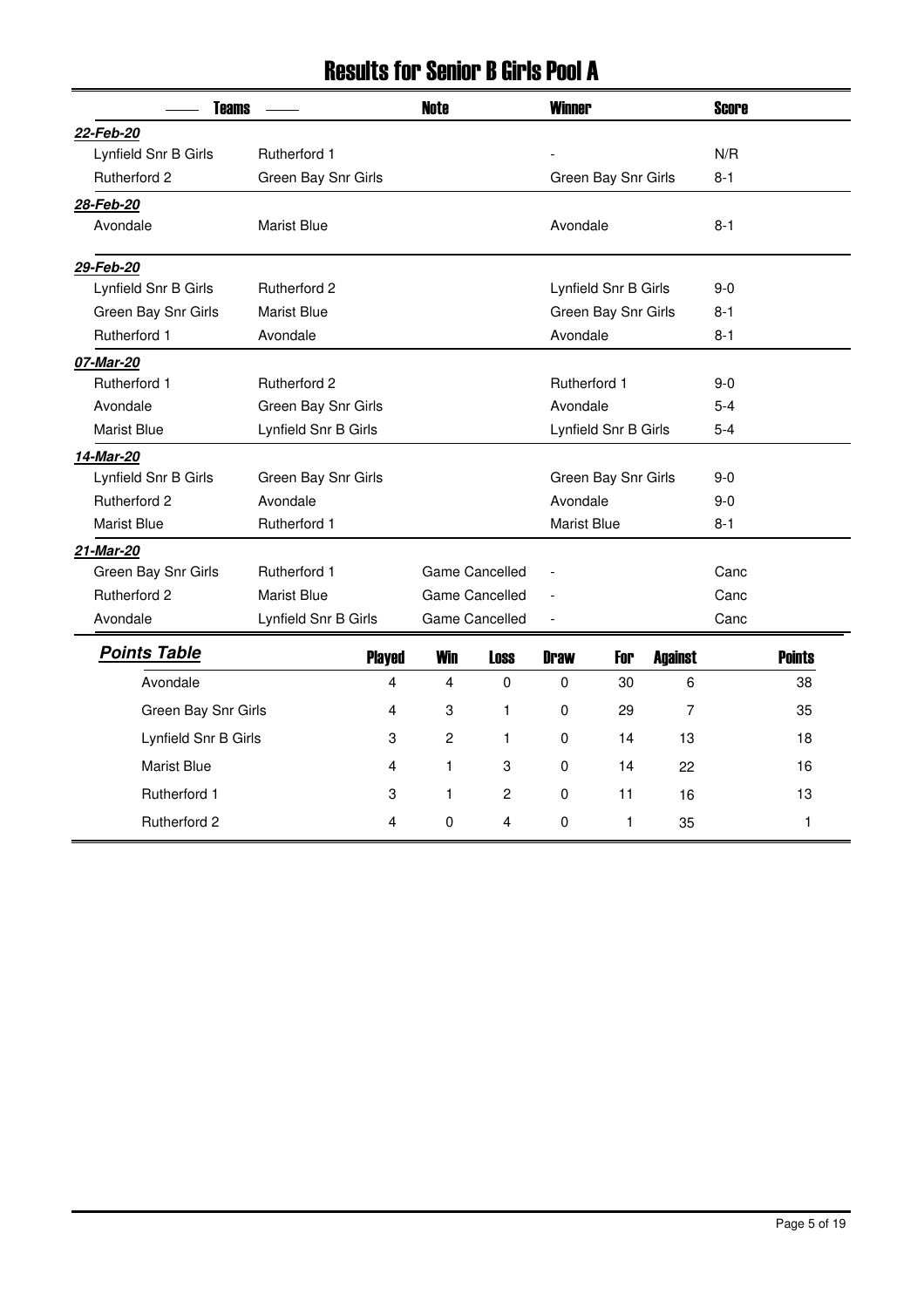# Results for Senior B Girls Pool A

| Teams | | Note | Winner | Score |
|---|---|---|---|---|
| ***22-Feb-20*** | | | | |
| Lynfield Snr B Girls | Rutherford 1 | | - | N/R |
| Rutherford 2 | Green Bay Snr Girls | | Green Bay Snr Girls | 8-1 |
| ***28-Feb-20*** | | | | |
| Avondale | Marist Blue | | Avondale | 8-1 |
| ***29-Feb-20*** | | | | |
| Lynfield Snr B Girls | Rutherford 2 | | Lynfield Snr B Girls | 9-0 |
| Green Bay Snr Girls | Marist Blue | | Green Bay Snr Girls | 8-1 |
| Rutherford 1 | Avondale | | Avondale | 8-1 |
| ***07-Mar-20*** | | | | |
| Rutherford 1 | Rutherford 2 | | Rutherford 1 | 9-0 |
| Avondale | Green Bay Snr Girls | | Avondale | 5-4 |
| Marist Blue | Lynfield Snr B Girls | | Lynfield Snr B Girls | 5-4 |
| ***14-Mar-20*** | | | | |
| Lynfield Snr B Girls | Green Bay Snr Girls | | Green Bay Snr Girls | 9-0 |
| Rutherford 2 | Avondale | | Avondale | 9-0 |
| Marist Blue | Rutherford 1 | | Marist Blue | 8-1 |
| ***21-Mar-20*** | | | | |
| Green Bay Snr Girls | Rutherford 1 | Game Cancelled | - | Canc |
| Rutherford 2 | Marist Blue | Game Cancelled | - | Canc |
| Avondale | Lynfield Snr B Girls | Game Cancelled | - | Canc |

***Points Table***

| Team | Played | Win | Loss | Draw | For | Against | Points |
|---|---|---|---|---|---|---|---|
| Avondale | 4 | 4 | 0 | 0 | 30 | 6 | 38 |
| Green Bay Snr Girls | 4 | 3 | 1 | 0 | 29 | 7 | 35 |
| Lynfield Snr B Girls | 3 | 2 | 1 | 0 | 14 | 13 | 18 |
| Marist Blue | 4 | 1 | 3 | 0 | 14 | 22 | 16 |
| Rutherford 1 | 3 | 1 | 2 | 0 | 11 | 16 | 13 |
| Rutherford 2 | 4 | 0 | 4 | 0 | 1 | 35 | 1 |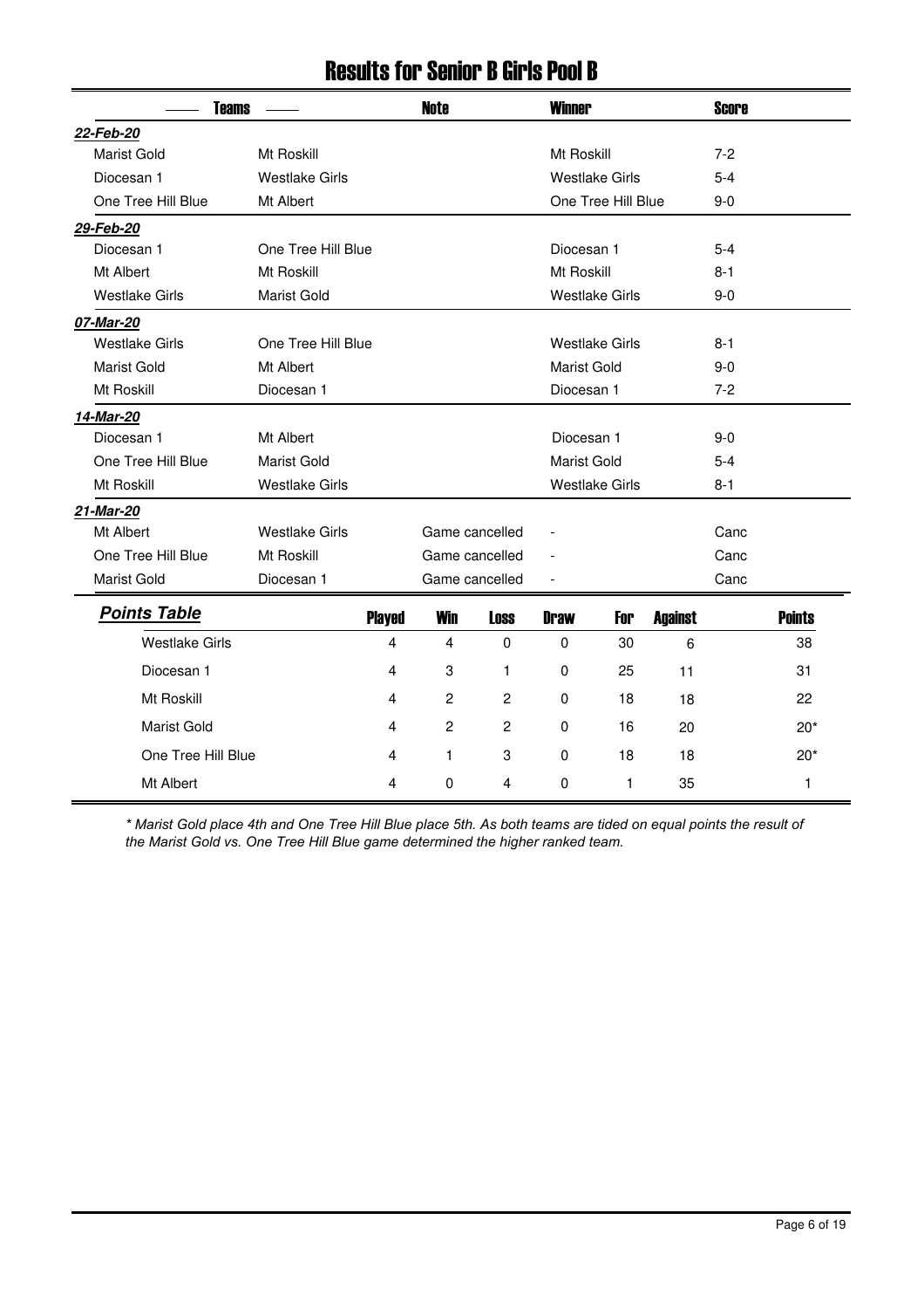# Results for Senior B Girls Pool B

| Teams | | Note | Winner | Score |
|---|---|---|---|---|
| ***22-Feb-20*** | | | | |
| Marist Gold | Mt Roskill | | Mt Roskill | 7-2 |
| Diocesan 1 | Westlake Girls | | Westlake Girls | 5-4 |
| One Tree Hill Blue | Mt Albert | | One Tree Hill Blue | 9-0 |
| ***29-Feb-20*** | | | | |
| Diocesan 1 | One Tree Hill Blue | | Diocesan 1 | 5-4 |
| Mt Albert | Mt Roskill | | Mt Roskill | 8-1 |
| Westlake Girls | Marist Gold | | Westlake Girls | 9-0 |
| ***07-Mar-20*** | | | | |
| Westlake Girls | One Tree Hill Blue | | Westlake Girls | 8-1 |
| Marist Gold | Mt Albert | | Marist Gold | 9-0 |
| Mt Roskill | Diocesan 1 | | Diocesan 1 | 7-2 |
| ***14-Mar-20*** | | | | |
| Diocesan 1 | Mt Albert | | Diocesan 1 | 9-0 |
| One Tree Hill Blue | Marist Gold | | Marist Gold | 5-4 |
| Mt Roskill | Westlake Girls | | Westlake Girls | 8-1 |
| ***21-Mar-20*** | | | | |
| Mt Albert | Westlake Girls | Game cancelled | - | Canc |
| One Tree Hill Blue | Mt Roskill | Game cancelled | - | Canc |
| Marist Gold | Diocesan 1 | Game cancelled | - | Canc |

| ***Points Table*** | Played | Win | Loss | Draw | For | Against | Points |
|---|---|---|---|---|---|---|---|
| Westlake Girls | 4 | 4 | 0 | 0 | 30 | 6 | 38 |
| Diocesan 1 | 4 | 3 | 1 | 0 | 25 | 11 | 31 |
| Mt Roskill | 4 | 2 | 2 | 0 | 18 | 18 | 22 |
| Marist Gold | 4 | 2 | 2 | 0 | 16 | 20 | 20* |
| One Tree Hill Blue | 4 | 1 | 3 | 0 | 18 | 18 | 20* |
| Mt Albert | 4 | 0 | 4 | 0 | 1 | 35 | 1 |

*\* Marist Gold place 4th and One Tree Hill Blue place 5th. As both teams are tied on equal points the result of the Marist Gold vs. One Tree Hill Blue game determined the higher ranked team.*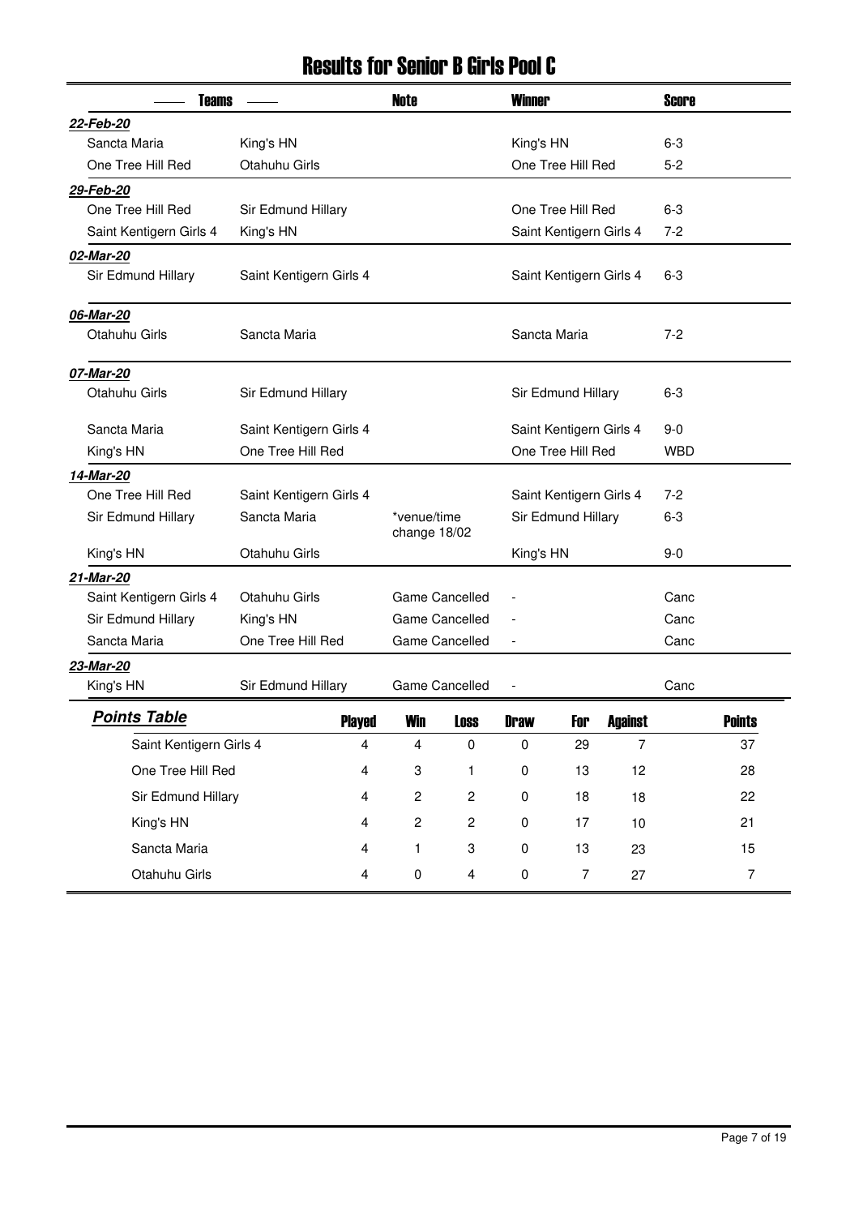# Results for Senior B Girls Pool C

| Teams | | Note | Winner | Score |
|---|---|---|---|---|
| ***22-Feb-20*** | | | | |
| Sancta Maria | King's HN | | King's HN | 6-3 |
| One Tree Hill Red | Otahuhu Girls | | One Tree Hill Red | 5-2 |
| ***29-Feb-20*** | | | | |
| One Tree Hill Red | Sir Edmund Hillary | | One Tree Hill Red | 6-3 |
| Saint Kentigern Girls 4 | King's HN | | Saint Kentigern Girls 4 | 7-2 |
| ***02-Mar-20*** | | | | |
| Sir Edmund Hillary | Saint Kentigern Girls 4 | | Saint Kentigern Girls 4 | 6-3 |
| ***06-Mar-20*** | | | | |
| Otahuhu Girls | Sancta Maria | | Sancta Maria | 7-2 |
| ***07-Mar-20*** | | | | |
| Otahuhu Girls | Sir Edmund Hillary | | Sir Edmund Hillary | 6-3 |
| Sancta Maria | Saint Kentigern Girls 4 | | Saint Kentigern Girls 4 | 9-0 |
| King's HN | One Tree Hill Red | | One Tree Hill Red | WBD |
| ***14-Mar-20*** | | | | |
| One Tree Hill Red | Saint Kentigern Girls 4 | | Saint Kentigern Girls 4 | 7-2 |
| Sir Edmund Hillary | Sancta Maria | *venue/time change 18/02 | Sir Edmund Hillary | 6-3 |
| King's HN | Otahuhu Girls | | King's HN | 9-0 |
| ***21-Mar-20*** | | | | |
| Saint Kentigern Girls 4 | Otahuhu Girls | Game Cancelled | - | Canc |
| Sir Edmund Hillary | King's HN | Game Cancelled | - | Canc |
| Sancta Maria | One Tree Hill Red | Game Cancelled | - | Canc |
| ***23-Mar-20*** | | | | |
| King's HN | Sir Edmund Hillary | Game Cancelled | - | Canc |

| ***Points Table*** | Played | Win | Loss | Draw | For | Against | Points |
|---|---|---|---|---|---|---|---|
| Saint Kentigern Girls 4 | 4 | 4 | 0 | 0 | 29 | 7 | 37 |
| One Tree Hill Red | 4 | 3 | 1 | 0 | 13 | 12 | 28 |
| Sir Edmund Hillary | 4 | 2 | 2 | 0 | 18 | 18 | 22 |
| King's HN | 4 | 2 | 2 | 0 | 17 | 10 | 21 |
| Sancta Maria | 4 | 1 | 3 | 0 | 13 | 23 | 15 |
| Otahuhu Girls | 4 | 0 | 4 | 0 | 7 | 27 | 7 |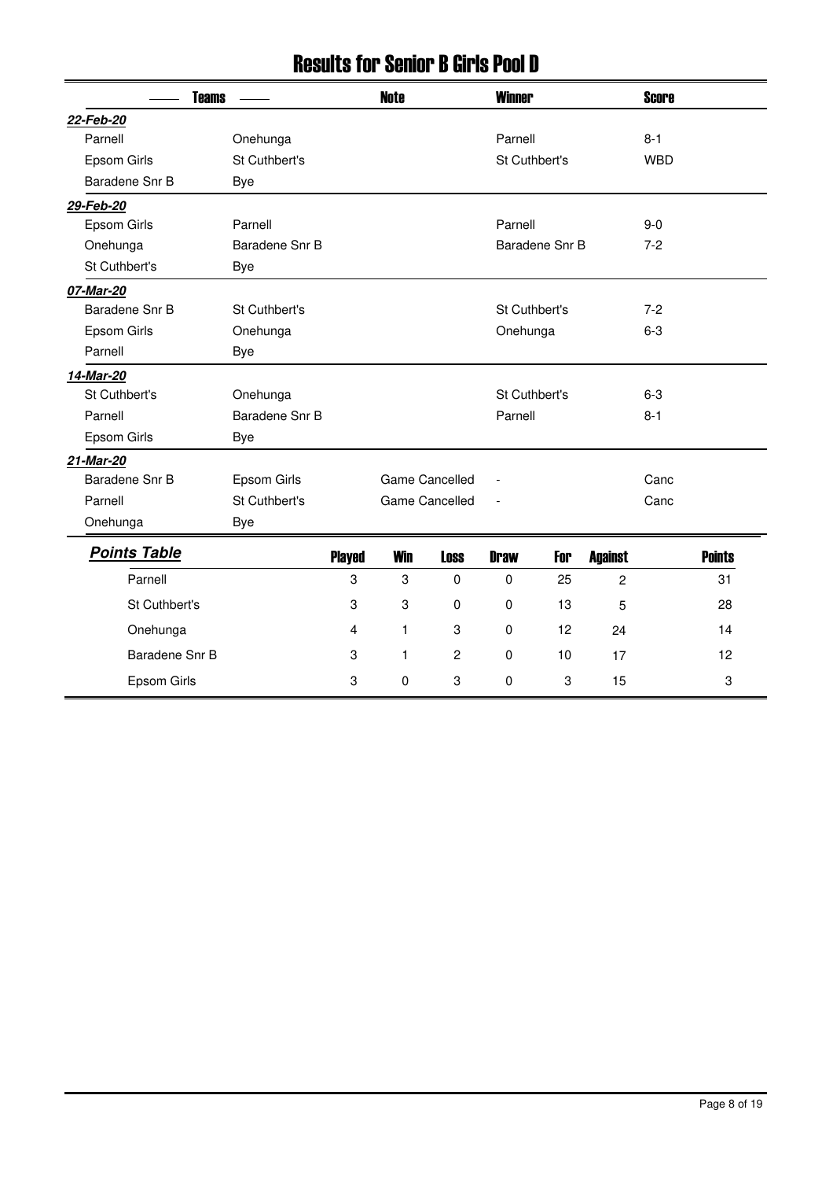# Results for Senior B Girls Pool D

| Teams | | Note | Winner | Score |
|---|---|---|---|---|
| ***22-Feb-20*** | | | | |
| Parnell | Onehunga | | Parnell | 8-1 |
| Epsom Girls | St Cuthbert's | | St Cuthbert's | WBD |
| Baradene Snr B | Bye | | | |
| ***29-Feb-20*** | | | | |
| Epsom Girls | Parnell | | Parnell | 9-0 |
| Onehunga | Baradene Snr B | | Baradene Snr B | 7-2 |
| St Cuthbert's | Bye | | | |
| ***07-Mar-20*** | | | | |
| Baradene Snr B | St Cuthbert's | | St Cuthbert's | 7-2 |
| Epsom Girls | Onehunga | | Onehunga | 6-3 |
| Parnell | Bye | | | |
| ***14-Mar-20*** | | | | |
| St Cuthbert's | Onehunga | | St Cuthbert's | 6-3 |
| Parnell | Baradene Snr B | | Parnell | 8-1 |
| Epsom Girls | Bye | | | |
| ***21-Mar-20*** | | | | |
| Baradene Snr B | Epsom Girls | Game Cancelled | - | Canc |
| Parnell | St Cuthbert's | Game Cancelled | - | Canc |
| Onehunga | Bye | | | |

| ***Points Table*** | Played | Win | Loss | Draw | For | Against | Points |
|---|---|---|---|---|---|---|---|
| Parnell | 3 | 3 | 0 | 0 | 25 | 2 | 31 |
| St Cuthbert's | 3 | 3 | 0 | 0 | 13 | 5 | 28 |
| Onehunga | 4 | 1 | 3 | 0 | 12 | 24 | 14 |
| Baradene Snr B | 3 | 1 | 2 | 0 | 10 | 17 | 12 |
| Epsom Girls | 3 | 0 | 3 | 0 | 3 | 15 | 3 |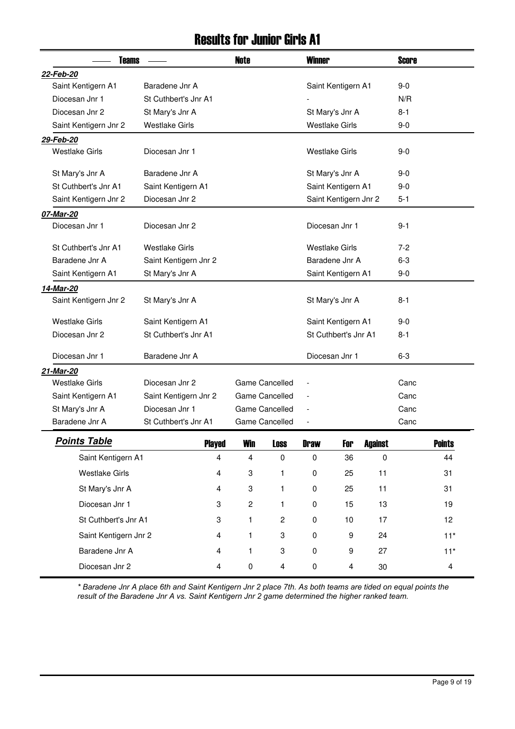# Results for Junior Girls A1

| Teams | | Note | Winner | Score |
|---|---|---|---|---|
| ***22-Feb-20*** | | | | |
| Saint Kentigern A1 | Baradene Jnr A | | Saint Kentigern A1 | 9-0 |
| Diocesan Jnr 1 | St Cuthbert's Jnr A1 | | - | N/R |
| Diocesan Jnr 2 | St Mary's Jnr A | | St Mary's Jnr A | 8-1 |
| Saint Kentigern Jnr 2 | Westlake Girls | | Westlake Girls | 9-0 |
| ***29-Feb-20*** | | | | |
| Westlake Girls | Diocesan Jnr 1 | | Westlake Girls | 9-0 |
| St Mary's Jnr A | Baradene Jnr A | | St Mary's Jnr A | 9-0 |
| St Cuthbert's Jnr A1 | Saint Kentigern A1 | | Saint Kentigern A1 | 9-0 |
| Saint Kentigern Jnr 2 | Diocesan Jnr 2 | | Saint Kentigern Jnr 2 | 5-1 |
| ***07-Mar-20*** | | | | |
| Diocesan Jnr 1 | Diocesan Jnr 2 | | Diocesan Jnr 1 | 9-1 |
| St Cuthbert's Jnr A1 | Westlake Girls | | Westlake Girls | 7-2 |
| Baradene Jnr A | Saint Kentigern Jnr 2 | | Baradene Jnr A | 6-3 |
| Saint Kentigern A1 | St Mary's Jnr A | | Saint Kentigern A1 | 9-0 |
| ***14-Mar-20*** | | | | |
| Saint Kentigern Jnr 2 | St Mary's Jnr A | | St Mary's Jnr A | 8-1 |
| Westlake Girls | Saint Kentigern A1 | | Saint Kentigern A1 | 9-0 |
| Diocesan Jnr 2 | St Cuthbert's Jnr A1 | | St Cuthbert's Jnr A1 | 8-1 |
| Diocesan Jnr 1 | Baradene Jnr A | | Diocesan Jnr 1 | 6-3 |
| ***21-Mar-20*** | | | | |
| Westlake Girls | Diocesan Jnr 2 | Game Cancelled | - | Canc |
| Saint Kentigern A1 | Saint Kentigern Jnr 2 | Game Cancelled | - | Canc |
| St Mary's Jnr A | Diocesan Jnr 1 | Game Cancelled | - | Canc |
| Baradene Jnr A | St Cuthbert's Jnr A1 | Game Cancelled | - | Canc |

## *Points Table*

| Team | Played | Win | Loss | Draw | For | Against | Points |
|---|---|---|---|---|---|---|---|
| Saint Kentigern A1 | 4 | 4 | 0 | 0 | 36 | 0 | 44 |
| Westlake Girls | 4 | 3 | 1 | 0 | 25 | 11 | 31 |
| St Mary's Jnr A | 4 | 3 | 1 | 0 | 25 | 11 | 31 |
| Diocesan Jnr 1 | 3 | 2 | 1 | 0 | 15 | 13 | 19 |
| St Cuthbert's Jnr A1 | 3 | 1 | 2 | 0 | 10 | 17 | 12 |
| Saint Kentigern Jnr 2 | 4 | 1 | 3 | 0 | 9 | 24 | 11* |
| Baradene Jnr A | 4 | 1 | 3 | 0 | 9 | 27 | 11* |
| Diocesan Jnr 2 | 4 | 0 | 4 | 0 | 4 | 30 | 4 |

*\* Baradene Jnr A place 6th and Saint Kentigern Jnr 2 place 7th. As both teams are tided on equal points the result of the Baradene Jnr A vs. Saint Kentigern Jnr 2 game determined the higher ranked team.*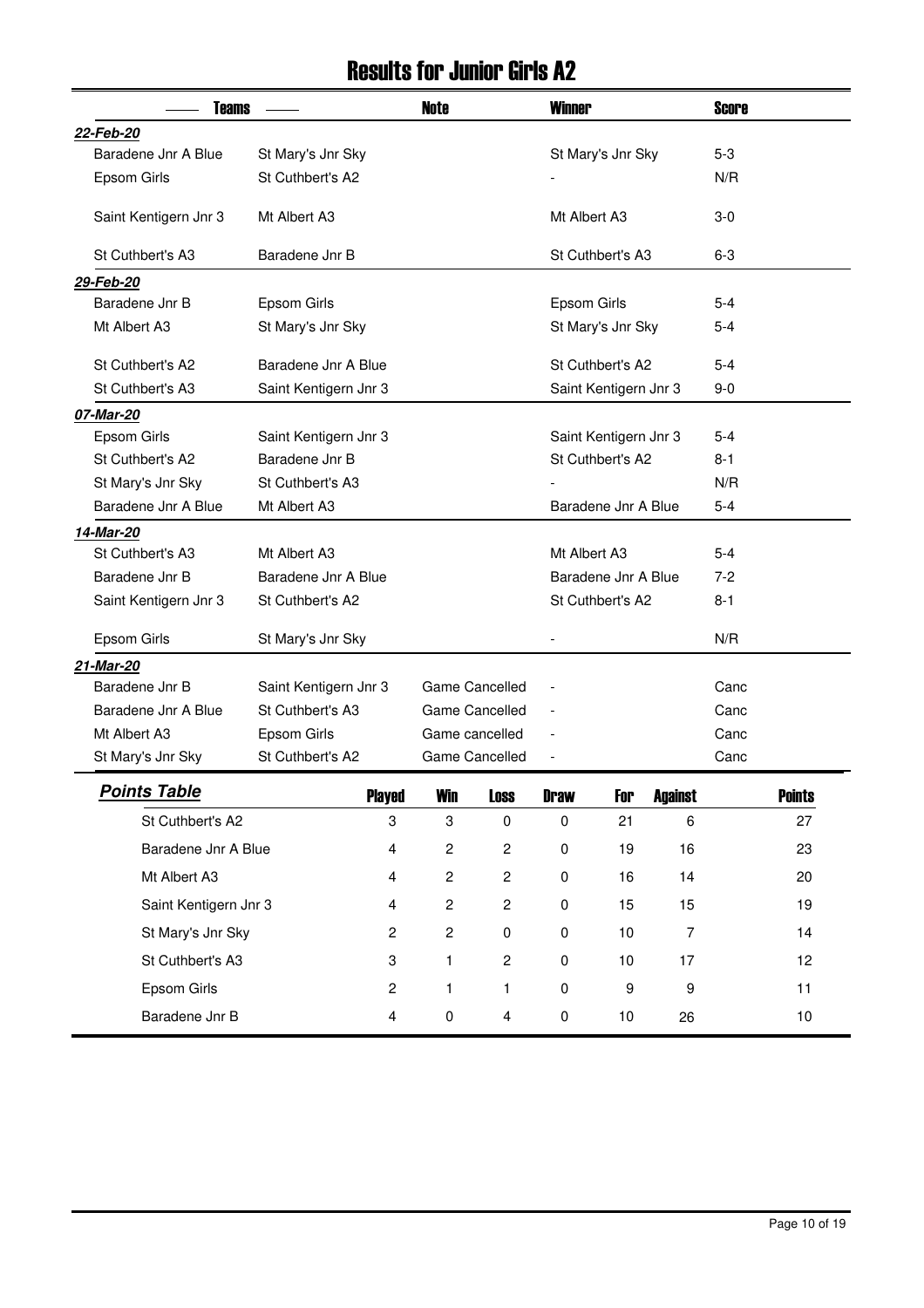# Results for Junior Girls A2

| Teams | | Note | Winner | Score |
|---|---|---|---|---|
| ***22-Feb-20*** | | | | |
| Baradene Jnr A Blue | St Mary's Jnr Sky | | St Mary's Jnr Sky | 5-3 |
| Epsom Girls | St Cuthbert's A2 | | - | N/R |
| Saint Kentigern Jnr 3 | Mt Albert A3 | | Mt Albert A3 | 3-0 |
| St Cuthbert's A3 | Baradene Jnr B | | St Cuthbert's A3 | 6-3 |
| ***29-Feb-20*** | | | | |
| Baradene Jnr B | Epsom Girls | | Epsom Girls | 5-4 |
| Mt Albert A3 | St Mary's Jnr Sky | | St Mary's Jnr Sky | 5-4 |
| St Cuthbert's A2 | Baradene Jnr A Blue | | St Cuthbert's A2 | 5-4 |
| St Cuthbert's A3 | Saint Kentigern Jnr 3 | | Saint Kentigern Jnr 3 | 9-0 |
| ***07-Mar-20*** | | | | |
| Epsom Girls | Saint Kentigern Jnr 3 | | Saint Kentigern Jnr 3 | 5-4 |
| St Cuthbert's A2 | Baradene Jnr B | | St Cuthbert's A2 | 8-1 |
| St Mary's Jnr Sky | St Cuthbert's A3 | | - | N/R |
| Baradene Jnr A Blue | Mt Albert A3 | | Baradene Jnr A Blue | 5-4 |
| ***14-Mar-20*** | | | | |
| St Cuthbert's A3 | Mt Albert A3 | | Mt Albert A3 | 5-4 |
| Baradene Jnr B | Baradene Jnr A Blue | | Baradene Jnr A Blue | 7-2 |
| Saint Kentigern Jnr 3 | St Cuthbert's A2 | | St Cuthbert's A2 | 8-1 |
| Epsom Girls | St Mary's Jnr Sky | | - | N/R |
| ***21-Mar-20*** | | | | |
| Baradene Jnr B | Saint Kentigern Jnr 3 | Game Cancelled | - | Canc |
| Baradene Jnr A Blue | St Cuthbert's A3 | Game Cancelled | - | Canc |
| Mt Albert A3 | Epsom Girls | Game cancelled | - | Canc |
| St Mary's Jnr Sky | St Cuthbert's A2 | Game Cancelled | - | Canc |

## *Points Table*

| Team | Played | Win | Loss | Draw | For | Against | Points |
|---|---|---|---|---|---|---|---|
| St Cuthbert's A2 | 3 | 3 | 0 | 0 | 21 | 6 | 27 |
| Baradene Jnr A Blue | 4 | 2 | 2 | 0 | 19 | 16 | 23 |
| Mt Albert A3 | 4 | 2 | 2 | 0 | 16 | 14 | 20 |
| Saint Kentigern Jnr 3 | 4 | 2 | 2 | 0 | 15 | 15 | 19 |
| St Mary's Jnr Sky | 2 | 2 | 0 | 0 | 10 | 7 | 14 |
| St Cuthbert's A3 | 3 | 1 | 2 | 0 | 10 | 17 | 12 |
| Epsom Girls | 2 | 1 | 1 | 0 | 9 | 9 | 11 |
| Baradene Jnr B | 4 | 0 | 4 | 0 | 10 | 26 | 10 |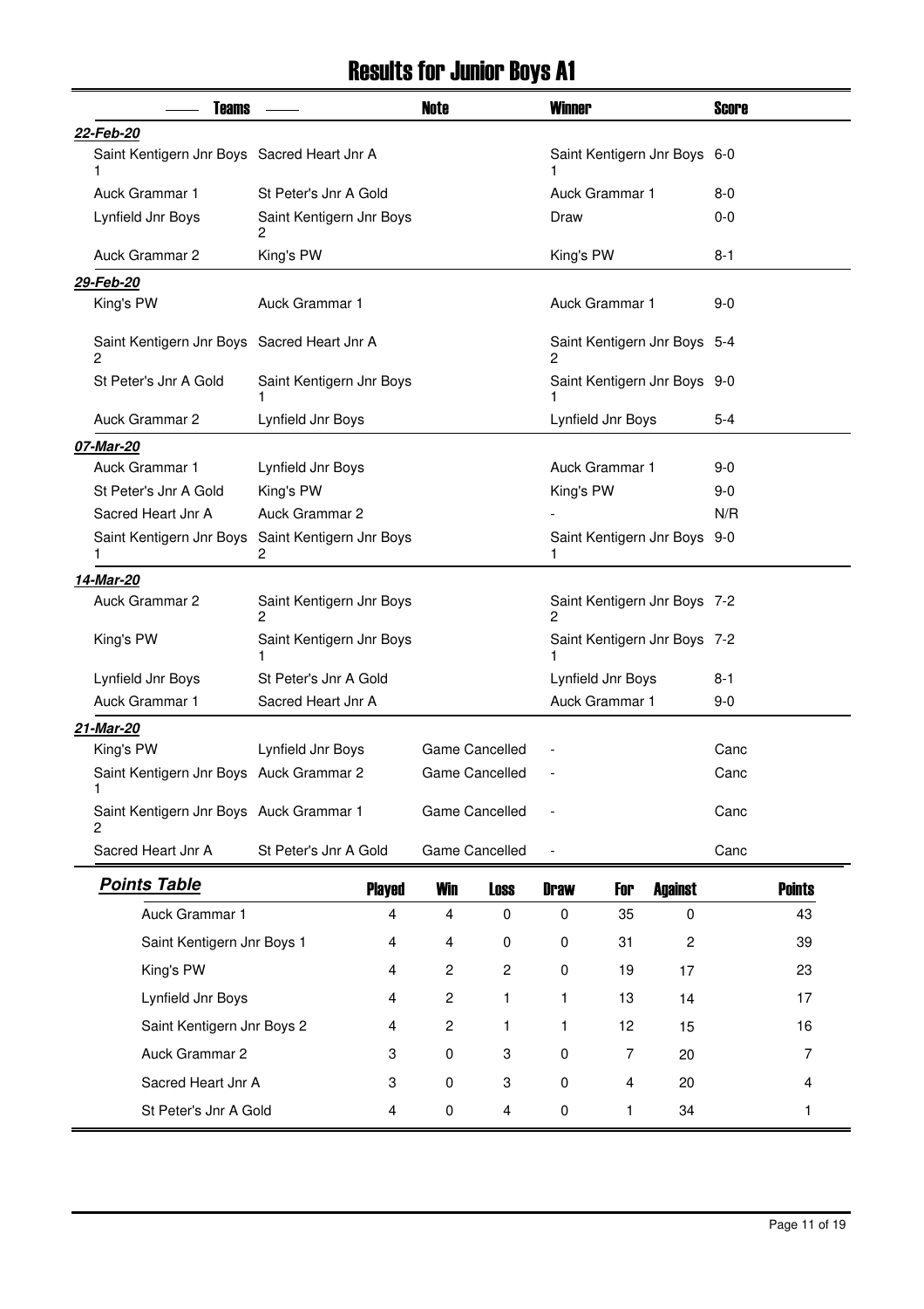# Results for Junior Boys A1

| Teams | | Note | Winner | Score |
|---|---|---|---|---|
| ***22-Feb-20*** | | | | |
| Saint Kentigern Jnr Boys 1 | Sacred Heart Jnr A | | Saint Kentigern Jnr Boys 1 | 6-0 |
| Auck Grammar 1 | St Peter's Jnr A Gold | | Auck Grammar 1 | 8-0 |
| Lynfield Jnr Boys | Saint Kentigern Jnr Boys 2 | | Draw | 0-0 |
| Auck Grammar 2 | King's PW | | King's PW | 8-1 |
| ***29-Feb-20*** | | | | |
| King's PW | Auck Grammar 1 | | Auck Grammar 1 | 9-0 |
| Saint Kentigern Jnr Boys 2 | Sacred Heart Jnr A | | Saint Kentigern Jnr Boys 2 | 5-4 |
| St Peter's Jnr A Gold | Saint Kentigern Jnr Boys 1 | | Saint Kentigern Jnr Boys 1 | 9-0 |
| Auck Grammar 2 | Lynfield Jnr Boys | | Lynfield Jnr Boys | 5-4 |
| ***07-Mar-20*** | | | | |
| Auck Grammar 1 | Lynfield Jnr Boys | | Auck Grammar 1 | 9-0 |
| St Peter's Jnr A Gold | King's PW | | King's PW | 9-0 |
| Sacred Heart Jnr A | Auck Grammar 2 | | - | N/R |
| Saint Kentigern Jnr Boys 1 | Saint Kentigern Jnr Boys 2 | | Saint Kentigern Jnr Boys 1 | 9-0 |
| ***14-Mar-20*** | | | | |
| Auck Grammar 2 | Saint Kentigern Jnr Boys 2 | | Saint Kentigern Jnr Boys 2 | 7-2 |
| King's PW | Saint Kentigern Jnr Boys 1 | | Saint Kentigern Jnr Boys 1 | 7-2 |
| Lynfield Jnr Boys | St Peter's Jnr A Gold | | Lynfield Jnr Boys | 8-1 |
| Auck Grammar 1 | Sacred Heart Jnr A | | Auck Grammar 1 | 9-0 |
| ***21-Mar-20*** | | | | |
| King's PW | Lynfield Jnr Boys | Game Cancelled | - | Canc |
| Saint Kentigern Jnr Boys 1 | Auck Grammar 2 | Game Cancelled | - | Canc |
| Saint Kentigern Jnr Boys 2 | Auck Grammar 1 | Game Cancelled | - | Canc |
| Sacred Heart Jnr A | St Peter's Jnr A Gold | Game Cancelled | - | Canc |

| ***Points Table*** | Played | Win | Loss | Draw | For | Against | Points |
|---|---|---|---|---|---|---|---|
| Auck Grammar 1 | 4 | 4 | 0 | 0 | 35 | 0 | 43 |
| Saint Kentigern Jnr Boys 1 | 4 | 4 | 0 | 0 | 31 | 2 | 39 |
| King's PW | 4 | 2 | 2 | 0 | 19 | 17 | 23 |
| Lynfield Jnr Boys | 4 | 2 | 1 | 1 | 13 | 14 | 17 |
| Saint Kentigern Jnr Boys 2 | 4 | 2 | 1 | 1 | 12 | 15 | 16 |
| Auck Grammar 2 | 3 | 0 | 3 | 0 | 7 | 20 | 7 |
| Sacred Heart Jnr A | 3 | 0 | 3 | 0 | 4 | 20 | 4 |
| St Peter's Jnr A Gold | 4 | 0 | 4 | 0 | 1 | 34 | 1 |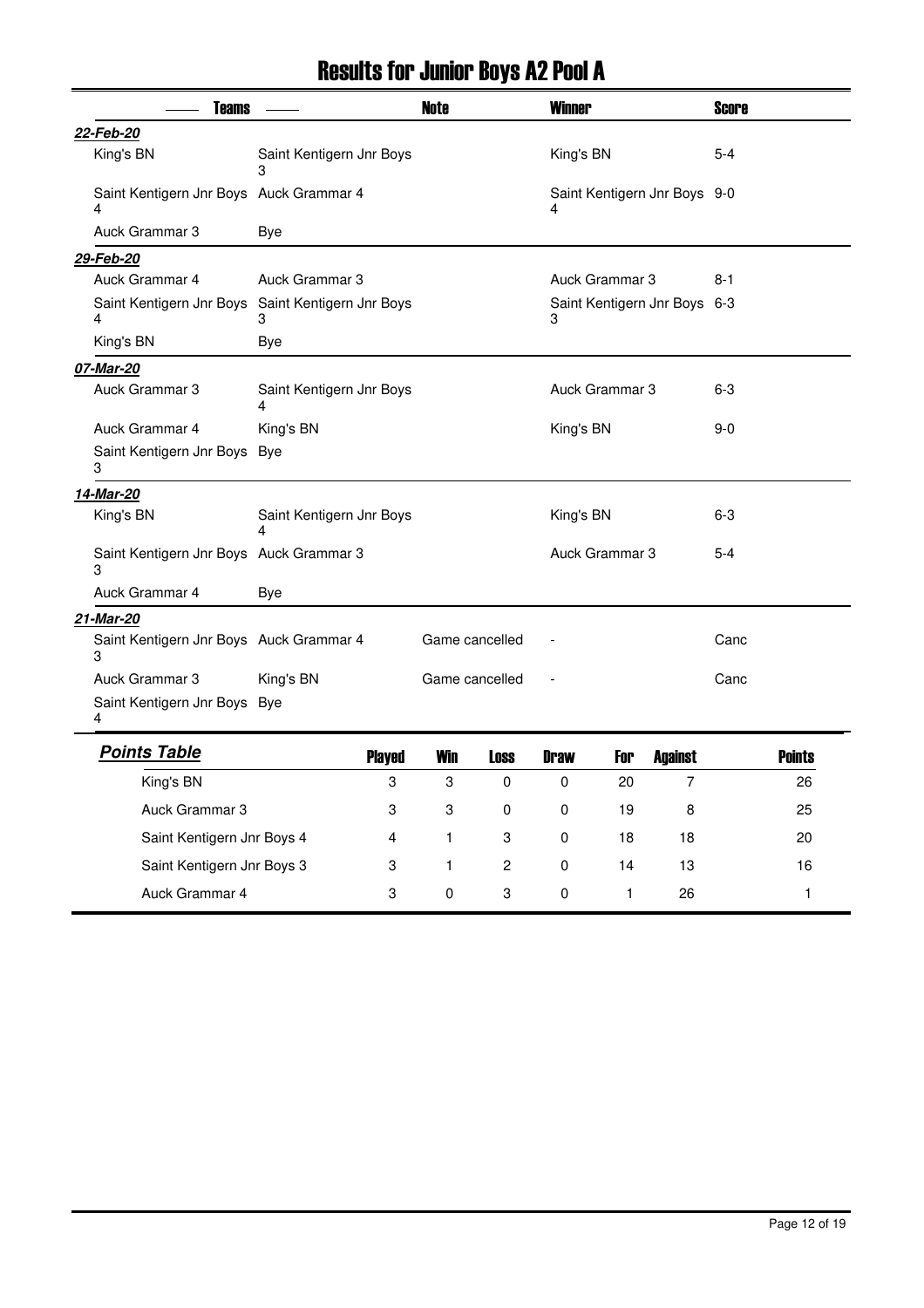# Results for Junior Boys A2 Pool A

| Teams | | Note | Winner | Score |
|---|---|---|---|---|
| ***22-Feb-20*** | | | | |
| King's BN | Saint Kentigern Jnr Boys 3 | | King's BN | 5-4 |
| Saint Kentigern Jnr Boys 4 | Auck Grammar 4 | | Saint Kentigern Jnr Boys 4 | 9-0 |
| Auck Grammar 3 | Bye | | | |
| ***29-Feb-20*** | | | | |
| Auck Grammar 4 | Auck Grammar 3 | | Auck Grammar 3 | 8-1 |
| Saint Kentigern Jnr Boys 4 | Saint Kentigern Jnr Boys 3 | | Saint Kentigern Jnr Boys 3 | 6-3 |
| King's BN | Bye | | | |
| ***07-Mar-20*** | | | | |
| Auck Grammar 3 | Saint Kentigern Jnr Boys 4 | | Auck Grammar 3 | 6-3 |
| Auck Grammar 4 | King's BN | | King's BN | 9-0 |
| Saint Kentigern Jnr Boys 3 | Bye | | | |
| ***14-Mar-20*** | | | | |
| King's BN | Saint Kentigern Jnr Boys 4 | | King's BN | 6-3 |
| Saint Kentigern Jnr Boys 3 | Auck Grammar 3 | | Auck Grammar 3 | 5-4 |
| Auck Grammar 4 | Bye | | | |
| ***21-Mar-20*** | | | | |
| Saint Kentigern Jnr Boys 3 | Auck Grammar 4 | Game cancelled | - | Canc |
| Auck Grammar 3 | King's BN | Game cancelled | - | Canc |
| Saint Kentigern Jnr Boys 4 | Bye | | | |

## ***Points Table***

| Team | Played | Win | Loss | Draw | For | Against | Points |
|---|---|---|---|---|---|---|---|
| King's BN | 3 | 3 | 0 | 0 | 20 | 7 | 26 |
| Auck Grammar 3 | 3 | 3 | 0 | 0 | 19 | 8 | 25 |
| Saint Kentigern Jnr Boys 4 | 4 | 1 | 3 | 0 | 18 | 18 | 20 |
| Saint Kentigern Jnr Boys 3 | 3 | 1 | 2 | 0 | 14 | 13 | 16 |
| Auck Grammar 4 | 3 | 0 | 3 | 0 | 1 | 26 | 1 |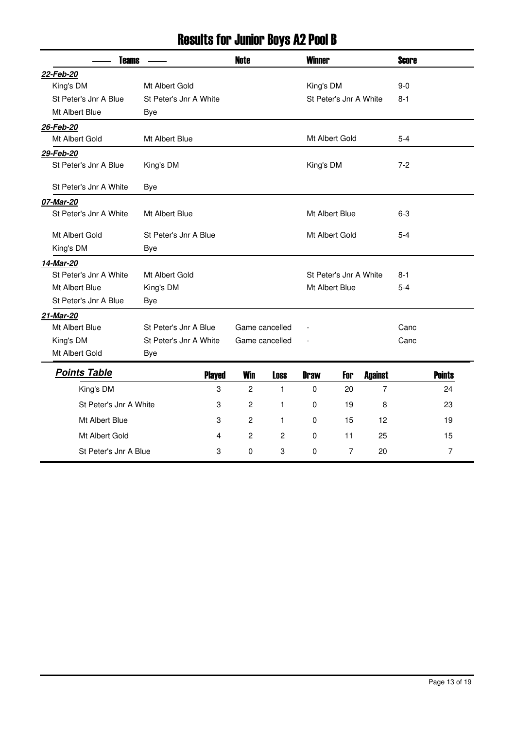# Results for Junior Boys A2 Pool B

| Teams | | Note | Winner | Score |
|---|---|---|---|---|
| ***22-Feb-20*** | | | | |
| King's DM | Mt Albert Gold | | King's DM | 9-0 |
| St Peter's Jnr A Blue | St Peter's Jnr A White | | St Peter's Jnr A White | 8-1 |
| Mt Albert Blue | Bye | | | |
| ***26-Feb-20*** | | | | |
| Mt Albert Gold | Mt Albert Blue | | Mt Albert Gold | 5-4 |
| ***29-Feb-20*** | | | | |
| St Peter's Jnr A Blue | King's DM | | King's DM | 7-2 |
| St Peter's Jnr A White | Bye | | | |
| ***07-Mar-20*** | | | | |
| St Peter's Jnr A White | Mt Albert Blue | | Mt Albert Blue | 6-3 |
| Mt Albert Gold | St Peter's Jnr A Blue | | Mt Albert Gold | 5-4 |
| King's DM | Bye | | | |
| ***14-Mar-20*** | | | | |
| St Peter's Jnr A White | Mt Albert Gold | | St Peter's Jnr A White | 8-1 |
| Mt Albert Blue | King's DM | | Mt Albert Blue | 5-4 |
| St Peter's Jnr A Blue | Bye | | | |
| ***21-Mar-20*** | | | | |
| Mt Albert Blue | St Peter's Jnr A Blue | Game cancelled | - | Canc |
| King's DM | St Peter's Jnr A White | Game cancelled | - | Canc |
| Mt Albert Gold | Bye | | | |

***Points Table***

| | Played | Win | Loss | Draw | For | Against | Points |
|---|---|---|---|---|---|---|---|
| King's DM | 3 | 2 | 1 | 0 | 20 | 7 | 24 |
| St Peter's Jnr A White | 3 | 2 | 1 | 0 | 19 | 8 | 23 |
| Mt Albert Blue | 3 | 2 | 1 | 0 | 15 | 12 | 19 |
| Mt Albert Gold | 4 | 2 | 2 | 0 | 11 | 25 | 15 |
| St Peter's Jnr A Blue | 3 | 0 | 3 | 0 | 7 | 20 | 7 |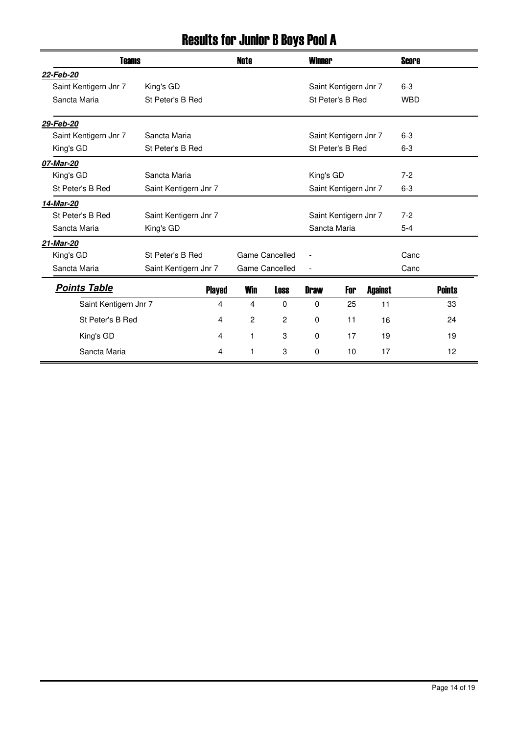# Results for Junior B Boys Pool A

| Teams | | Note | Winner | Score |
|---|---|---|---|---|
| ***22-Feb-20*** | | | | |
| Saint Kentigern Jnr 7 | King's GD | | Saint Kentigern Jnr 7 | 6-3 |
| Sancta Maria | St Peter's B Red | | St Peter's B Red | WBD |
| ***29-Feb-20*** | | | | |
| Saint Kentigern Jnr 7 | Sancta Maria | | Saint Kentigern Jnr 7 | 6-3 |
| King's GD | St Peter's B Red | | St Peter's B Red | 6-3 |
| ***07-Mar-20*** | | | | |
| King's GD | Sancta Maria | | King's GD | 7-2 |
| St Peter's B Red | Saint Kentigern Jnr 7 | | Saint Kentigern Jnr 7 | 6-3 |
| ***14-Mar-20*** | | | | |
| St Peter's B Red | Saint Kentigern Jnr 7 | | Saint Kentigern Jnr 7 | 7-2 |
| Sancta Maria | King's GD | | Sancta Maria | 5-4 |
| ***21-Mar-20*** | | | | |
| King's GD | St Peter's B Red | Game Cancelled | - | Canc |
| Sancta Maria | Saint Kentigern Jnr 7 | Game Cancelled | - | Canc |

## ***Points Table***

| | Played | Win | Loss | Draw | For | Against | Points |
|---|---|---|---|---|---|---|---|
| Saint Kentigern Jnr 7 | 4 | 4 | 0 | 0 | 25 | 11 | 33 |
| St Peter's B Red | 4 | 2 | 2 | 0 | 11 | 16 | 24 |
| King's GD | 4 | 1 | 3 | 0 | 17 | 19 | 19 |
| Sancta Maria | 4 | 1 | 3 | 0 | 10 | 17 | 12 |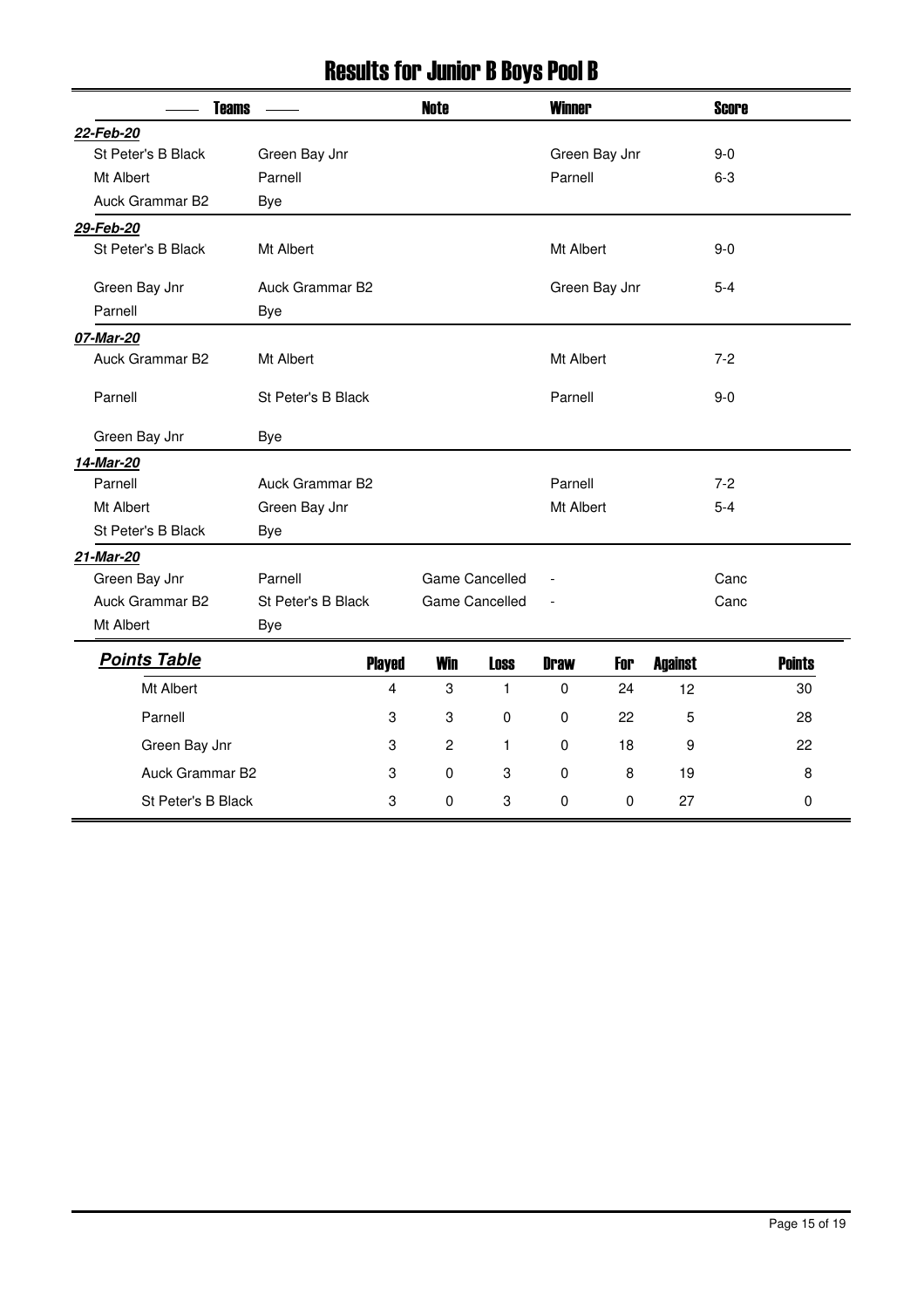# Results for Junior B Boys Pool B

| Teams | | Note | Winner | Score |
|---|---|---|---|---|
| ***22-Feb-20*** | | | | |
| St Peter's B Black | Green Bay Jnr | | Green Bay Jnr | 9-0 |
| Mt Albert | Parnell | | Parnell | 6-3 |
| Auck Grammar B2 | Bye | | | |
| ***29-Feb-20*** | | | | |
| St Peter's B Black | Mt Albert | | Mt Albert | 9-0 |
| Green Bay Jnr | Auck Grammar B2 | | Green Bay Jnr | 5-4 |
| Parnell | Bye | | | |
| ***07-Mar-20*** | | | | |
| Auck Grammar B2 | Mt Albert | | Mt Albert | 7-2 |
| Parnell | St Peter's B Black | | Parnell | 9-0 |
| Green Bay Jnr | Bye | | | |
| ***14-Mar-20*** | | | | |
| Parnell | Auck Grammar B2 | | Parnell | 7-2 |
| Mt Albert | Green Bay Jnr | | Mt Albert | 5-4 |
| St Peter's B Black | Bye | | | |
| ***21-Mar-20*** | | | | |
| Green Bay Jnr | Parnell | Game Cancelled | - | Canc |
| Auck Grammar B2 | St Peter's B Black | Game Cancelled | - | Canc |
| Mt Albert | Bye | | | |

## Points Table

| | Played | Win | Loss | Draw | For | Against | Points |
|---|---|---|---|---|---|---|---|
| Mt Albert | 4 | 3 | 1 | 0 | 24 | 12 | 30 |
| Parnell | 3 | 3 | 0 | 0 | 22 | 5 | 28 |
| Green Bay Jnr | 3 | 2 | 1 | 0 | 18 | 9 | 22 |
| Auck Grammar B2 | 3 | 0 | 3 | 0 | 8 | 19 | 8 |
| St Peter's B Black | 3 | 0 | 3 | 0 | 0 | 27 | 0 |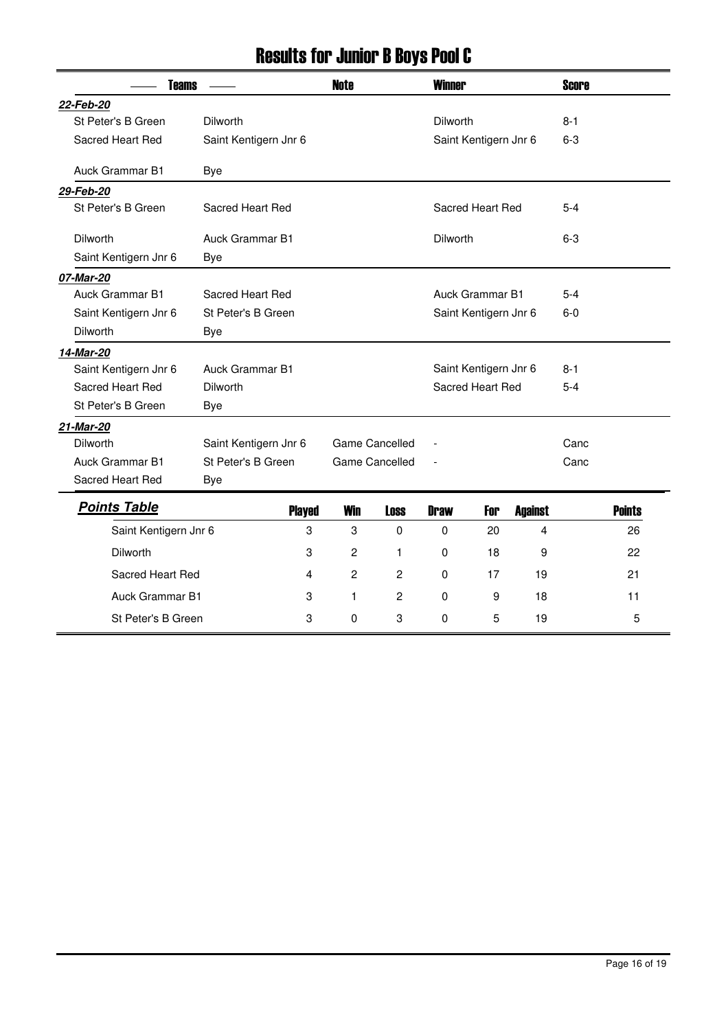# Results for Junior B Boys Pool C

| Teams | | Note | Winner | Score |
|---|---|---|---|---|
| ***22-Feb-20*** | | | | |
| St Peter's B Green | Dilworth | | Dilworth | 8-1 |
| Sacred Heart Red | Saint Kentigern Jnr 6 | | Saint Kentigern Jnr 6 | 6-3 |
| Auck Grammar B1 | Bye | | | |
| ***29-Feb-20*** | | | | |
| St Peter's B Green | Sacred Heart Red | | Sacred Heart Red | 5-4 |
| Dilworth | Auck Grammar B1 | | Dilworth | 6-3 |
| Saint Kentigern Jnr 6 | Bye | | | |
| ***07-Mar-20*** | | | | |
| Auck Grammar B1 | Sacred Heart Red | | Auck Grammar B1 | 5-4 |
| Saint Kentigern Jnr 6 | St Peter's B Green | | Saint Kentigern Jnr 6 | 6-0 |
| Dilworth | Bye | | | |
| ***14-Mar-20*** | | | | |
| Saint Kentigern Jnr 6 | Auck Grammar B1 | | Saint Kentigern Jnr 6 | 8-1 |
| Sacred Heart Red | Dilworth | | Sacred Heart Red | 5-4 |
| St Peter's B Green | Bye | | | |
| ***21-Mar-20*** | | | | |
| Dilworth | Saint Kentigern Jnr 6 | Game Cancelled | - | Canc |
| Auck Grammar B1 | St Peter's B Green | Game Cancelled | - | Canc |
| Sacred Heart Red | Bye | | | |

## *Points Table*

| Team | Played | Win | Loss | Draw | For | Against | Points |
|---|---|---|---|---|---|---|---|
| Saint Kentigern Jnr 6 | 3 | 3 | 0 | 0 | 20 | 4 | 26 |
| Dilworth | 3 | 2 | 1 | 0 | 18 | 9 | 22 |
| Sacred Heart Red | 4 | 2 | 2 | 0 | 17 | 19 | 21 |
| Auck Grammar B1 | 3 | 1 | 2 | 0 | 9 | 18 | 11 |
| St Peter's B Green | 3 | 0 | 3 | 0 | 5 | 19 | 5 |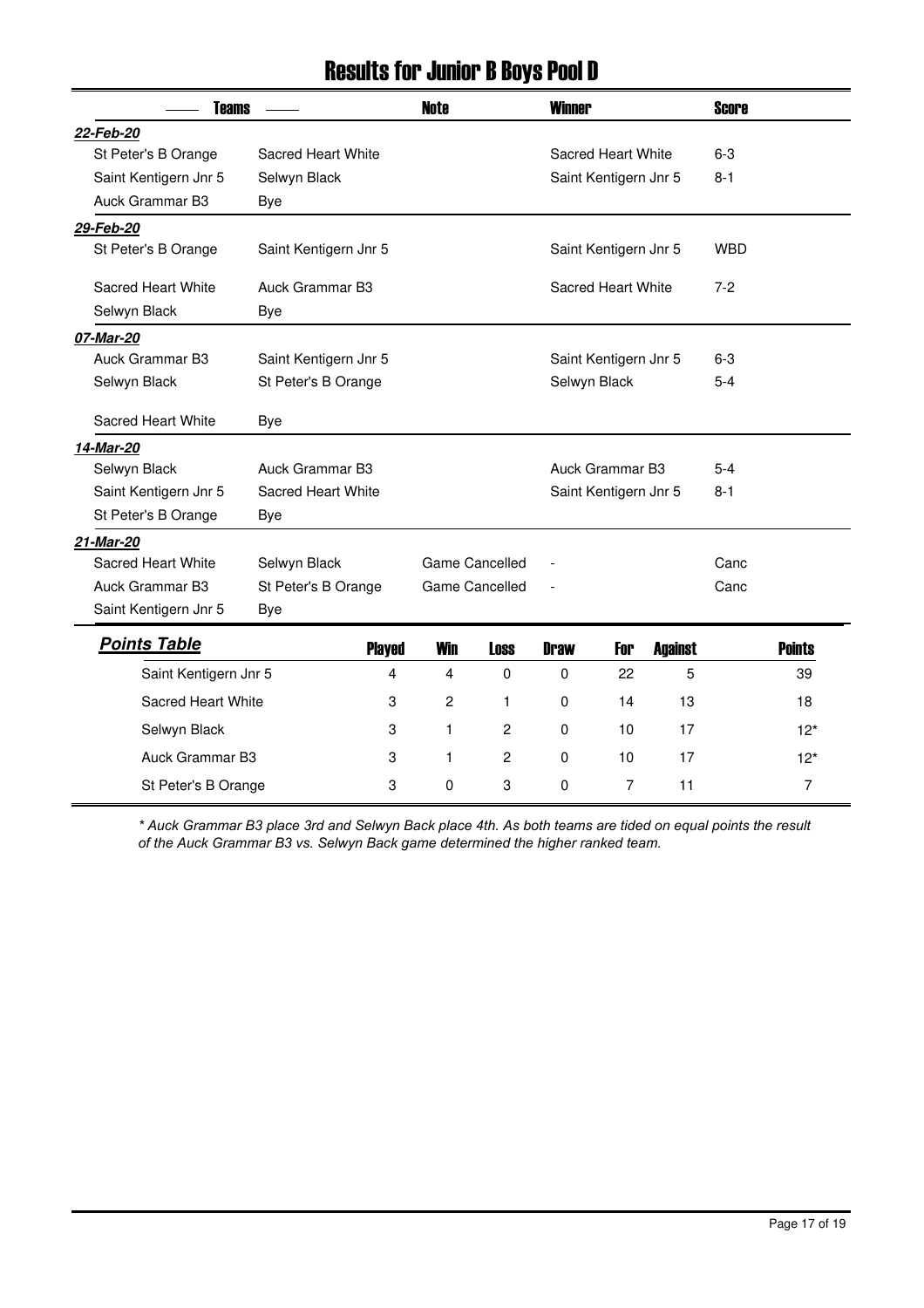# Results for Junior B Boys Pool D

| Teams | | Note | Winner | Score |
|---|---|---|---|---|
| ***22-Feb-20*** | | | | |
| St Peter's B Orange | Sacred Heart White | | Sacred Heart White | 6-3 |
| Saint Kentigern Jnr 5 | Selwyn Black | | Saint Kentigern Jnr 5 | 8-1 |
| Auck Grammar B3 | Bye | | | |
| ***29-Feb-20*** | | | | |
| St Peter's B Orange | Saint Kentigern Jnr 5 | | Saint Kentigern Jnr 5 | WBD |
| Sacred Heart White | Auck Grammar B3 | | Sacred Heart White | 7-2 |
| Selwyn Black | Bye | | | |
| ***07-Mar-20*** | | | | |
| Auck Grammar B3 | Saint Kentigern Jnr 5 | | Saint Kentigern Jnr 5 | 6-3 |
| Selwyn Black | St Peter's B Orange | | Selwyn Black | 5-4 |
| Sacred Heart White | Bye | | | |
| ***14-Mar-20*** | | | | |
| Selwyn Black | Auck Grammar B3 | | Auck Grammar B3 | 5-4 |
| Saint Kentigern Jnr 5 | Sacred Heart White | | Saint Kentigern Jnr 5 | 8-1 |
| St Peter's B Orange | Bye | | | |
| ***21-Mar-20*** | | | | |
| Sacred Heart White | Selwyn Black | Game Cancelled | - | Canc |
| Auck Grammar B3 | St Peter's B Orange | Game Cancelled | - | Canc |
| Saint Kentigern Jnr 5 | Bye | | | |

| ***Points Table*** | Played | Win | Loss | Draw | For | Against | Points |
|---|---|---|---|---|---|---|---|
| Saint Kentigern Jnr 5 | 4 | 4 | 0 | 0 | 22 | 5 | 39 |
| Sacred Heart White | 3 | 2 | 1 | 0 | 14 | 13 | 18 |
| Selwyn Black | 3 | 1 | 2 | 0 | 10 | 17 | 12* |
| Auck Grammar B3 | 3 | 1 | 2 | 0 | 10 | 17 | 12* |
| St Peter's B Orange | 3 | 0 | 3 | 0 | 7 | 11 | 7 |

*\* Auck Grammar B3 place 3rd and Selwyn Back place 4th. As both teams are tided on equal points the result of the Auck Grammar B3 vs. Selwyn Back game determined the higher ranked team.*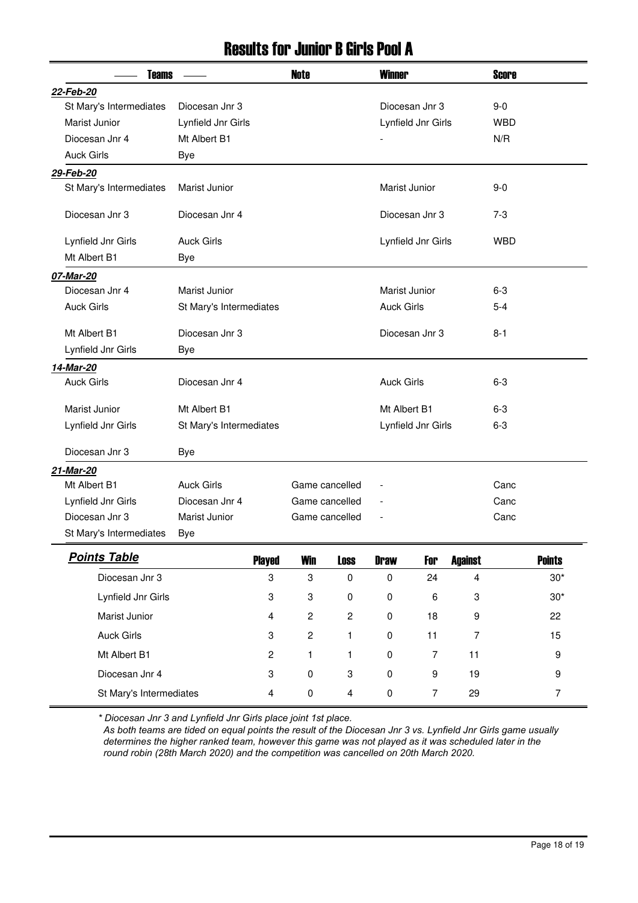# Results for Junior B Girls Pool A

| Teams | | Note | Winner | Score |
|---|---|---|---|---|
| ***22-Feb-20*** | | | | |
| St Mary's Intermediates | Diocesan Jnr 3 | | Diocesan Jnr 3 | 9-0 |
| Marist Junior | Lynfield Jnr Girls | | Lynfield Jnr Girls | WBD |
| Diocesan Jnr 4 | Mt Albert B1 | | - | N/R |
| Auck Girls | Bye | | | |
| ***29-Feb-20*** | | | | |
| St Mary's Intermediates | Marist Junior | | Marist Junior | 9-0 |
| Diocesan Jnr 3 | Diocesan Jnr 4 | | Diocesan Jnr 3 | 7-3 |
| Lynfield Jnr Girls | Auck Girls | | Lynfield Jnr Girls | WBD |
| Mt Albert B1 | Bye | | | |
| ***07-Mar-20*** | | | | |
| Diocesan Jnr 4 | Marist Junior | | Marist Junior | 6-3 |
| Auck Girls | St Mary's Intermediates | | Auck Girls | 5-4 |
| Mt Albert B1 | Diocesan Jnr 3 | | Diocesan Jnr 3 | 8-1 |
| Lynfield Jnr Girls | Bye | | | |
| ***14-Mar-20*** | | | | |
| Auck Girls | Diocesan Jnr 4 | | Auck Girls | 6-3 |
| Marist Junior | Mt Albert B1 | | Mt Albert B1 | 6-3 |
| Lynfield Jnr Girls | St Mary's Intermediates | | Lynfield Jnr Girls | 6-3 |
| Diocesan Jnr 3 | Bye | | | |
| ***21-Mar-20*** | | | | |
| Mt Albert B1 | Auck Girls | Game cancelled | - | Canc |
| Lynfield Jnr Girls | Diocesan Jnr 4 | Game cancelled | - | Canc |
| Diocesan Jnr 3 | Marist Junior | Game cancelled | - | Canc |
| St Mary's Intermediates | Bye | | | |

## ***Points Table***

| | Played | Win | Loss | Draw | For | Against | Points |
|---|---|---|---|---|---|---|---|
| Diocesan Jnr 3 | 3 | 3 | 0 | 0 | 24 | 4 | 30* |
| Lynfield Jnr Girls | 3 | 3 | 0 | 0 | 6 | 3 | 30* |
| Marist Junior | 4 | 2 | 2 | 0 | 18 | 9 | 22 |
| Auck Girls | 3 | 2 | 1 | 0 | 11 | 7 | 15 |
| Mt Albert B1 | 2 | 1 | 1 | 0 | 7 | 11 | 9 |
| Diocesan Jnr 4 | 3 | 0 | 3 | 0 | 9 | 19 | 9 |
| St Mary's Intermediates | 4 | 0 | 4 | 0 | 7 | 29 | 7 |

*\* Diocesan Jnr 3 and Lynfield Jnr Girls place joint 1st place.*
*As both teams are tied on equal points the result of the Diocesan Jnr 3 vs. Lynfield Jnr Girls game usually determines the higher ranked team, however this game was not played as it was scheduled later in the round robin (28th March 2020) and the competition was cancelled on 20th March 2020.*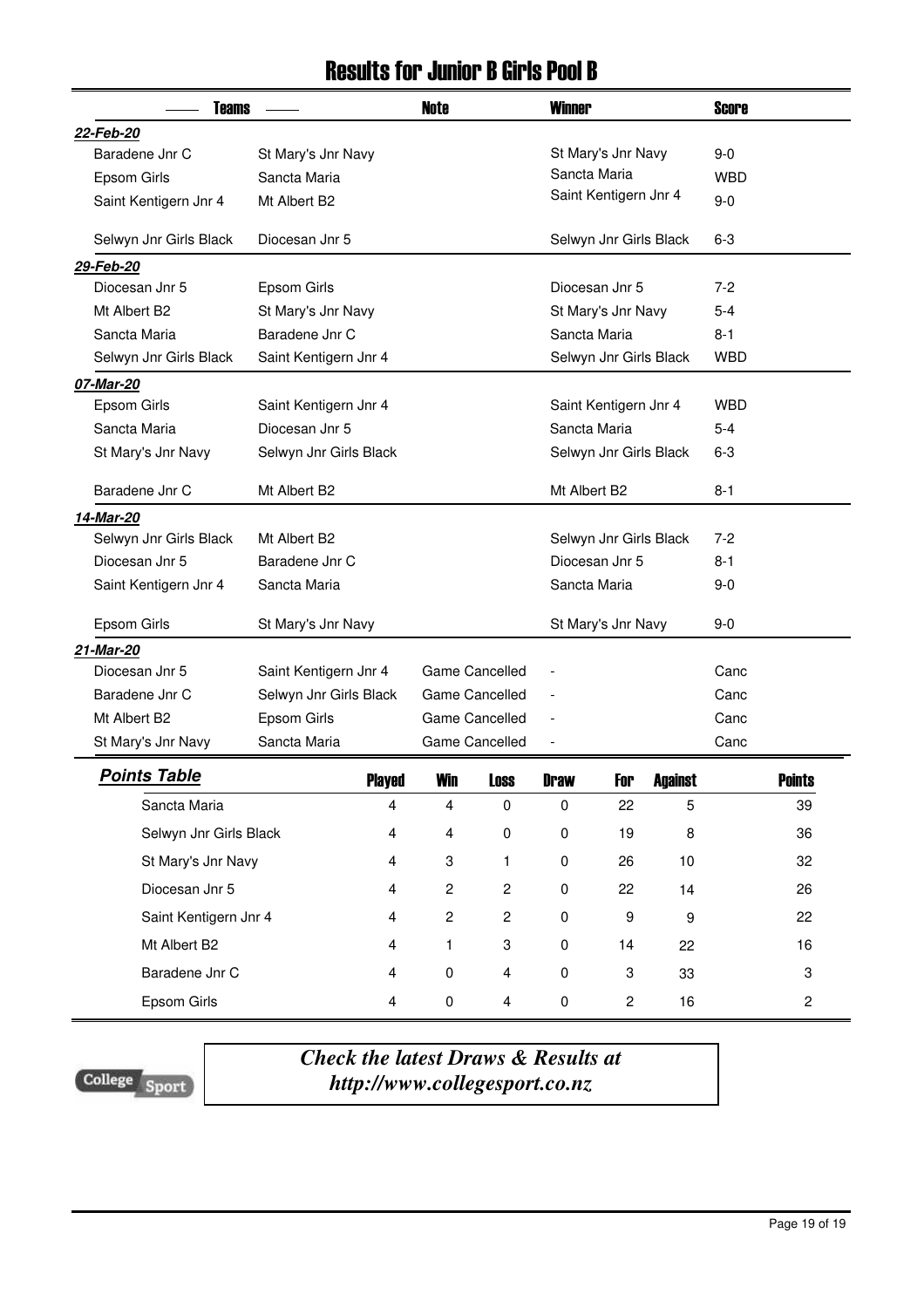# Results for Junior B Girls Pool B

| Teams | | Note | Winner | Score |
|---|---|---|---|---|
| ***22-Feb-20*** | | | | |
| Baradene Jnr C | St Mary's Jnr Navy | | St Mary's Jnr Navy | 9-0 |
| Epsom Girls | Sancta Maria | | Sancta Maria | WBD |
| Saint Kentigern Jnr 4 | Mt Albert B2 | | Saint Kentigern Jnr 4 | 9-0 |
| Selwyn Jnr Girls Black | Diocesan Jnr 5 | | Selwyn Jnr Girls Black | 6-3 |
| ***29-Feb-20*** | | | | |
| Diocesan Jnr 5 | Epsom Girls | | Diocesan Jnr 5 | 7-2 |
| Mt Albert B2 | St Mary's Jnr Navy | | St Mary's Jnr Navy | 5-4 |
| Sancta Maria | Baradene Jnr C | | Sancta Maria | 8-1 |
| Selwyn Jnr Girls Black | Saint Kentigern Jnr 4 | | Selwyn Jnr Girls Black | WBD |
| ***07-Mar-20*** | | | | |
| Epsom Girls | Saint Kentigern Jnr 4 | | Saint Kentigern Jnr 4 | WBD |
| Sancta Maria | Diocesan Jnr 5 | | Sancta Maria | 5-4 |
| St Mary's Jnr Navy | Selwyn Jnr Girls Black | | Selwyn Jnr Girls Black | 6-3 |
| Baradene Jnr C | Mt Albert B2 | | Mt Albert B2 | 8-1 |
| ***14-Mar-20*** | | | | |
| Selwyn Jnr Girls Black | Mt Albert B2 | | Selwyn Jnr Girls Black | 7-2 |
| Diocesan Jnr 5 | Baradene Jnr C | | Diocesan Jnr 5 | 8-1 |
| Saint Kentigern Jnr 4 | Sancta Maria | | Sancta Maria | 9-0 |
| Epsom Girls | St Mary's Jnr Navy | | St Mary's Jnr Navy | 9-0 |
| ***21-Mar-20*** | | | | |
| Diocesan Jnr 5 | Saint Kentigern Jnr 4 | Game Cancelled | - | Canc |
| Baradene Jnr C | Selwyn Jnr Girls Black | Game Cancelled | - | Canc |
| Mt Albert B2 | Epsom Girls | Game Cancelled | - | Canc |
| St Mary's Jnr Navy | Sancta Maria | Game Cancelled | - | Canc |

## *Points Table*

| | Played | Win | Loss | Draw | For | Against | Points |
|---|---|---|---|---|---|---|---|
| Sancta Maria | 4 | 4 | 0 | 0 | 22 | 5 | 39 |
| Selwyn Jnr Girls Black | 4 | 4 | 0 | 0 | 19 | 8 | 36 |
| St Mary's Jnr Navy | 4 | 3 | 1 | 0 | 26 | 10 | 32 |
| Diocesan Jnr 5 | 4 | 2 | 2 | 0 | 22 | 14 | 26 |
| Saint Kentigern Jnr 4 | 4 | 2 | 2 | 0 | 9 | 9 | 22 |
| Mt Albert B2 | 4 | 1 | 3 | 0 | 14 | 22 | 16 |
| Baradene Jnr C | 4 | 0 | 4 | 0 | 3 | 33 | 3 |
| Epsom Girls | 4 | 0 | 4 | 0 | 2 | 16 | 2 |

College Sport

***Check the latest Draws & Results at***
***http://www.collegesport.co.nz***